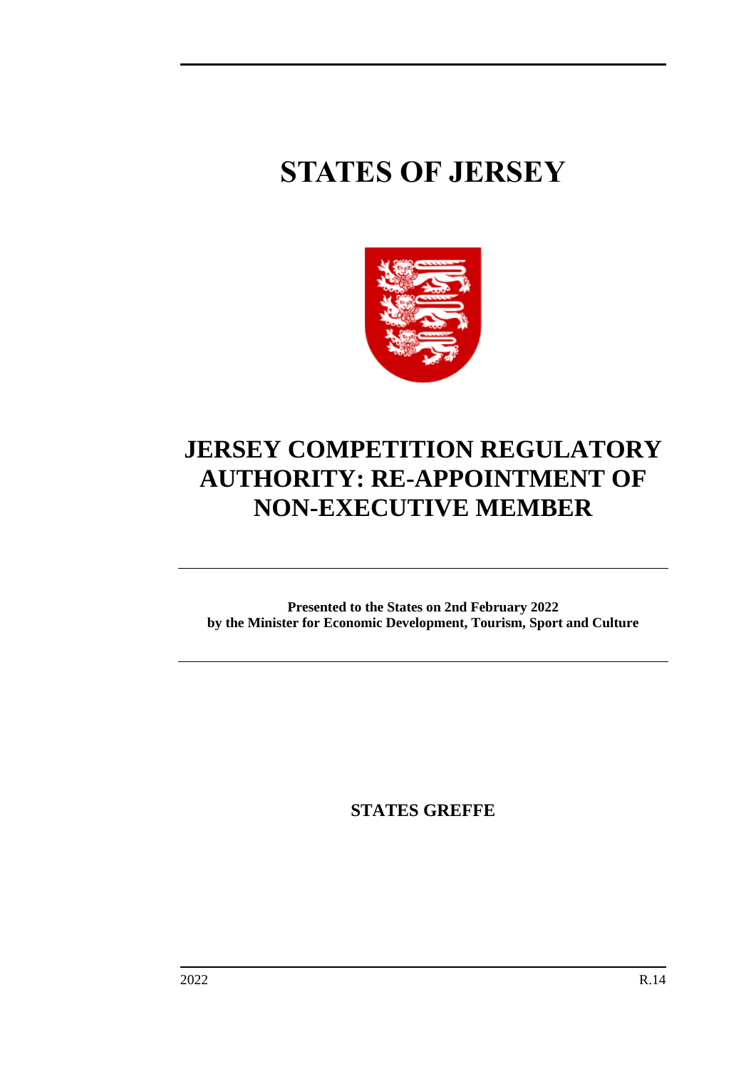# STATES OF JERSEY

# JERSEY COMPETITION REGULATORY AUTHORITY: RE-APPOINTMENT OF NON-EXECUTIVE MEMBER

**Presented to the States on 2nd February 2022**
**by the Minister for Economic Development, Tourism, Sport and Culture**

**STATES GREFFE**

2022 R.14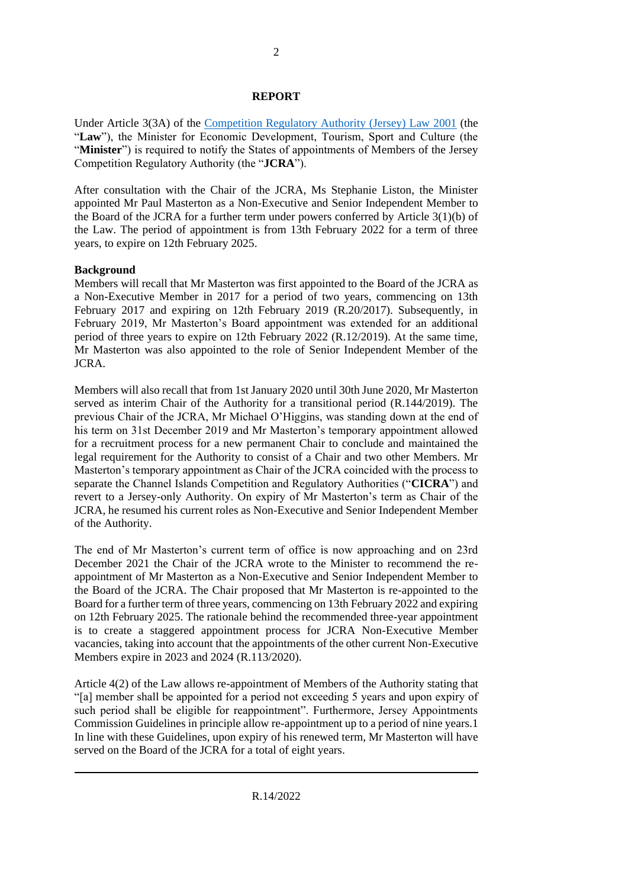## REPORT

Under Article 3(3A) of the Competition Regulatory Authority (Jersey) Law 2001 (the "**Law**"), the Minister for Economic Development, Tourism, Sport and Culture (the "**Minister**") is required to notify the States of appointments of Members of the Jersey Competition Regulatory Authority (the "**JCRA**").

After consultation with the Chair of the JCRA, Ms Stephanie Liston, the Minister appointed Mr Paul Masterton as a Non-Executive and Senior Independent Member to the Board of the JCRA for a further term under powers conferred by Article 3(1)(b) of the Law. The period of appointment is from 13th February 2022 for a term of three years, to expire on 12th February 2025.

**Background**

Members will recall that Mr Masterton was first appointed to the Board of the JCRA as a Non-Executive Member in 2017 for a period of two years, commencing on 13th February 2017 and expiring on 12th February 2019 (R.20/2017). Subsequently, in February 2019, Mr Masterton's Board appointment was extended for an additional period of three years to expire on 12th February 2022 (R.12/2019). At the same time, Mr Masterton was also appointed to the role of Senior Independent Member of the JCRA.

Members will also recall that from 1st January 2020 until 30th June 2020, Mr Masterton served as interim Chair of the Authority for a transitional period (R.144/2019). The previous Chair of the JCRA, Mr Michael O'Higgins, was standing down at the end of his term on 31st December 2019 and Mr Masterton's temporary appointment allowed for a recruitment process for a new permanent Chair to conclude and maintained the legal requirement for the Authority to consist of a Chair and two other Members. Mr Masterton's temporary appointment as Chair of the JCRA coincided with the process to separate the Channel Islands Competition and Regulatory Authorities ("**CICRA**") and revert to a Jersey-only Authority. On expiry of Mr Masterton's term as Chair of the JCRA, he resumed his current roles as Non-Executive and Senior Independent Member of the Authority.

The end of Mr Masterton's current term of office is now approaching and on 23rd December 2021 the Chair of the JCRA wrote to the Minister to recommend the re-appointment of Mr Masterton as a Non-Executive and Senior Independent Member to the Board of the JCRA. The Chair proposed that Mr Masterton is re-appointed to the Board for a further term of three years, commencing on 13th February 2022 and expiring on 12th February 2025. The rationale behind the recommended three-year appointment is to create a staggered appointment process for JCRA Non-Executive Member vacancies, taking into account that the appointments of the other current Non-Executive Members expire in 2023 and 2024 (R.113/2020).

Article 4(2) of the Law allows re-appointment of Members of the Authority stating that "[a] member shall be appointed for a period not exceeding 5 years and upon expiry of such period shall be eligible for reappointment". Furthermore, Jersey Appointments Commission Guidelines in principle allow re-appointment up to a period of nine years.[1] In line with these Guidelines, upon expiry of his renewed term, Mr Masterton will have served on the Board of the JCRA for a total of eight years.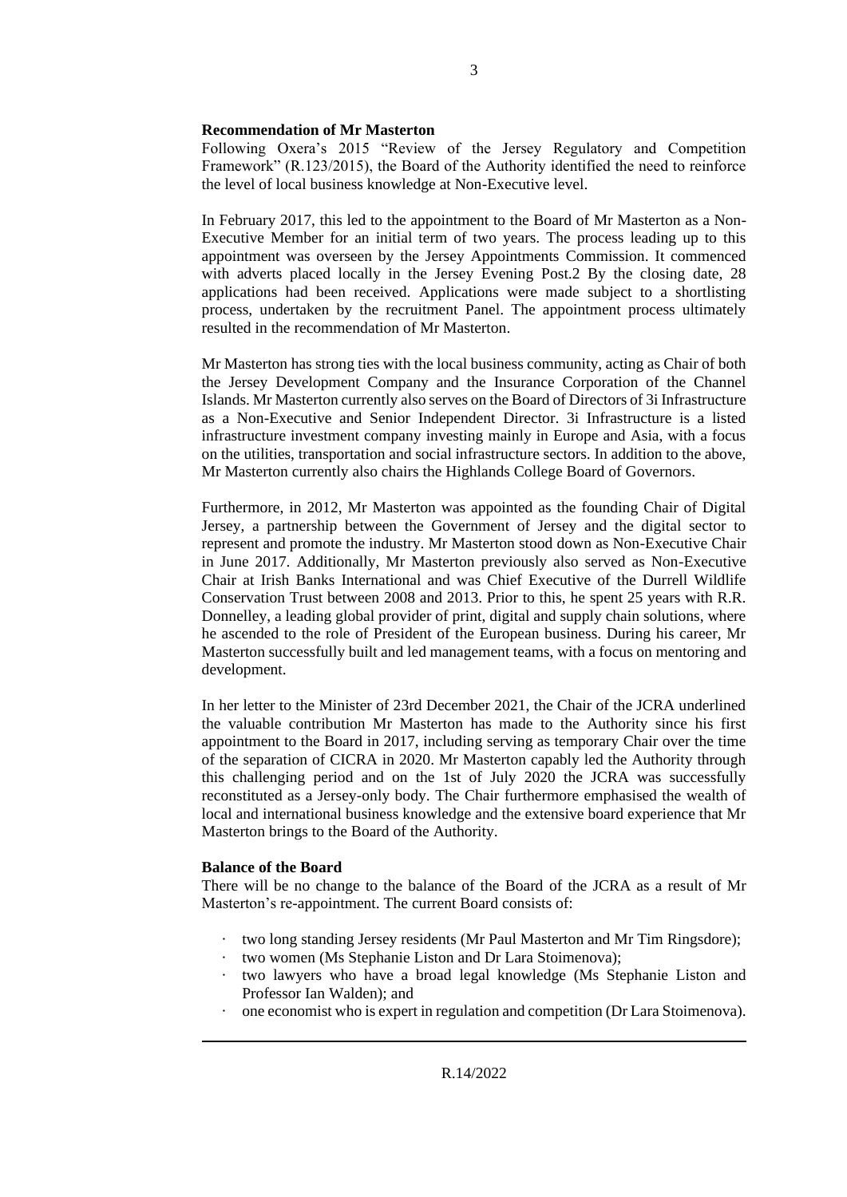**Recommendation of Mr Masterton**

Following Oxera's 2015 "Review of the Jersey Regulatory and Competition Framework" (R.123/2015), the Board of the Authority identified the need to reinforce the level of local business knowledge at Non-Executive level.

In February 2017, this led to the appointment to the Board of Mr Masterton as a Non-Executive Member for an initial term of two years. The process leading up to this appointment was overseen by the Jersey Appointments Commission. It commenced with adverts placed locally in the Jersey Evening Post.2 By the closing date, 28 applications had been received. Applications were made subject to a shortlisting process, undertaken by the recruitment Panel. The appointment process ultimately resulted in the recommendation of Mr Masterton.

Mr Masterton has strong ties with the local business community, acting as Chair of both the Jersey Development Company and the Insurance Corporation of the Channel Islands. Mr Masterton currently also serves on the Board of Directors of 3i Infrastructure as a Non-Executive and Senior Independent Director. 3i Infrastructure is a listed infrastructure investment company investing mainly in Europe and Asia, with a focus on the utilities, transportation and social infrastructure sectors. In addition to the above, Mr Masterton currently also chairs the Highlands College Board of Governors.

Furthermore, in 2012, Mr Masterton was appointed as the founding Chair of Digital Jersey, a partnership between the Government of Jersey and the digital sector to represent and promote the industry. Mr Masterton stood down as Non-Executive Chair in June 2017. Additionally, Mr Masterton previously also served as Non-Executive Chair at Irish Banks International and was Chief Executive of the Durrell Wildlife Conservation Trust between 2008 and 2013. Prior to this, he spent 25 years with R.R. Donnelley, a leading global provider of print, digital and supply chain solutions, where he ascended to the role of President of the European business. During his career, Mr Masterton successfully built and led management teams, with a focus on mentoring and development.

In her letter to the Minister of 23rd December 2021, the Chair of the JCRA underlined the valuable contribution Mr Masterton has made to the Authority since his first appointment to the Board in 2017, including serving as temporary Chair over the time of the separation of CICRA in 2020. Mr Masterton capably led the Authority through this challenging period and on the 1st of July 2020 the JCRA was successfully reconstituted as a Jersey-only body. The Chair furthermore emphasised the wealth of local and international business knowledge and the extensive board experience that Mr Masterton brings to the Board of the Authority.

**Balance of the Board**

There will be no change to the balance of the Board of the JCRA as a result of Mr Masterton's re-appointment. The current Board consists of:

- two long standing Jersey residents (Mr Paul Masterton and Mr Tim Ringsdore);
- two women (Ms Stephanie Liston and Dr Lara Stoimenova);
- two lawyers who have a broad legal knowledge (Ms Stephanie Liston and Professor Ian Walden); and
- one economist who is expert in regulation and competition (Dr Lara Stoimenova).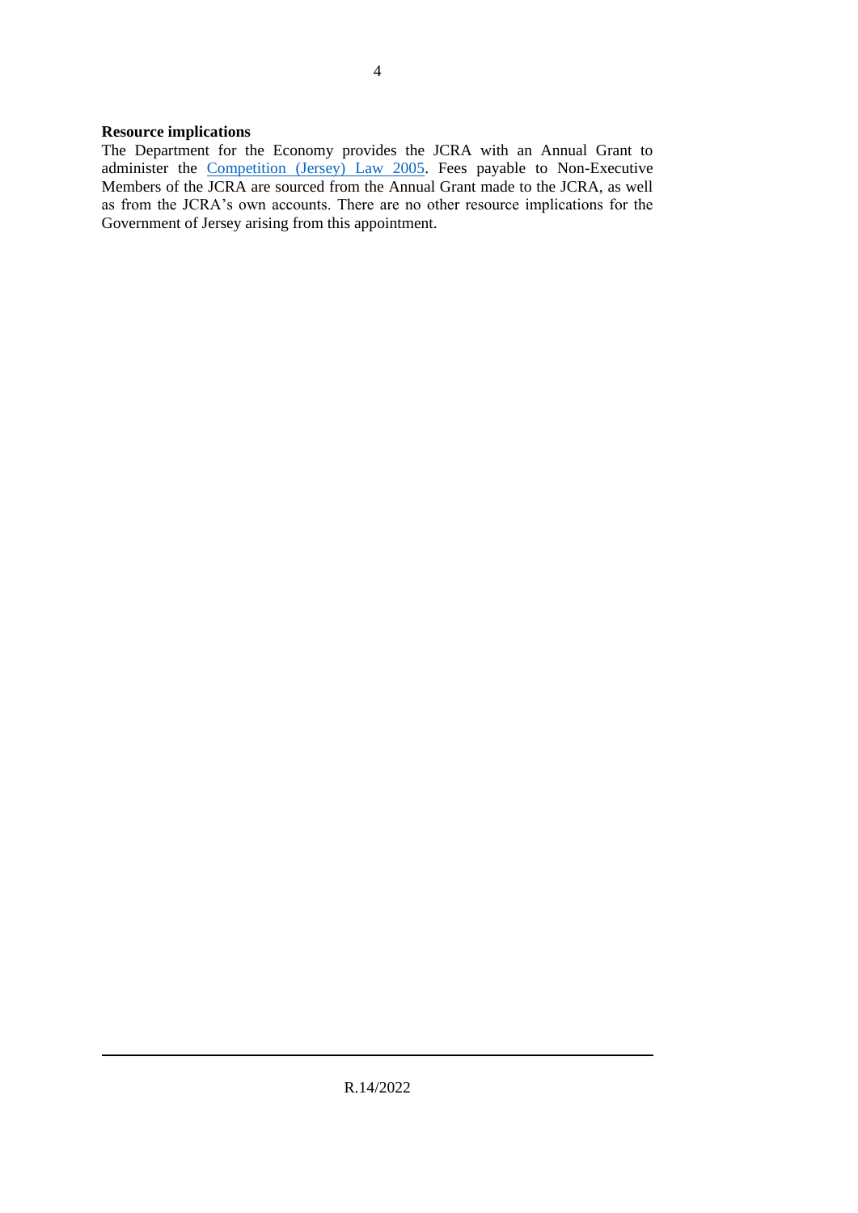**Resource implications**

The Department for the Economy provides the JCRA with an Annual Grant to administer the Competition (Jersey) Law 2005. Fees payable to Non-Executive Members of the JCRA are sourced from the Annual Grant made to the JCRA, as well as from the JCRA's own accounts. There are no other resource implications for the Government of Jersey arising from this appointment.